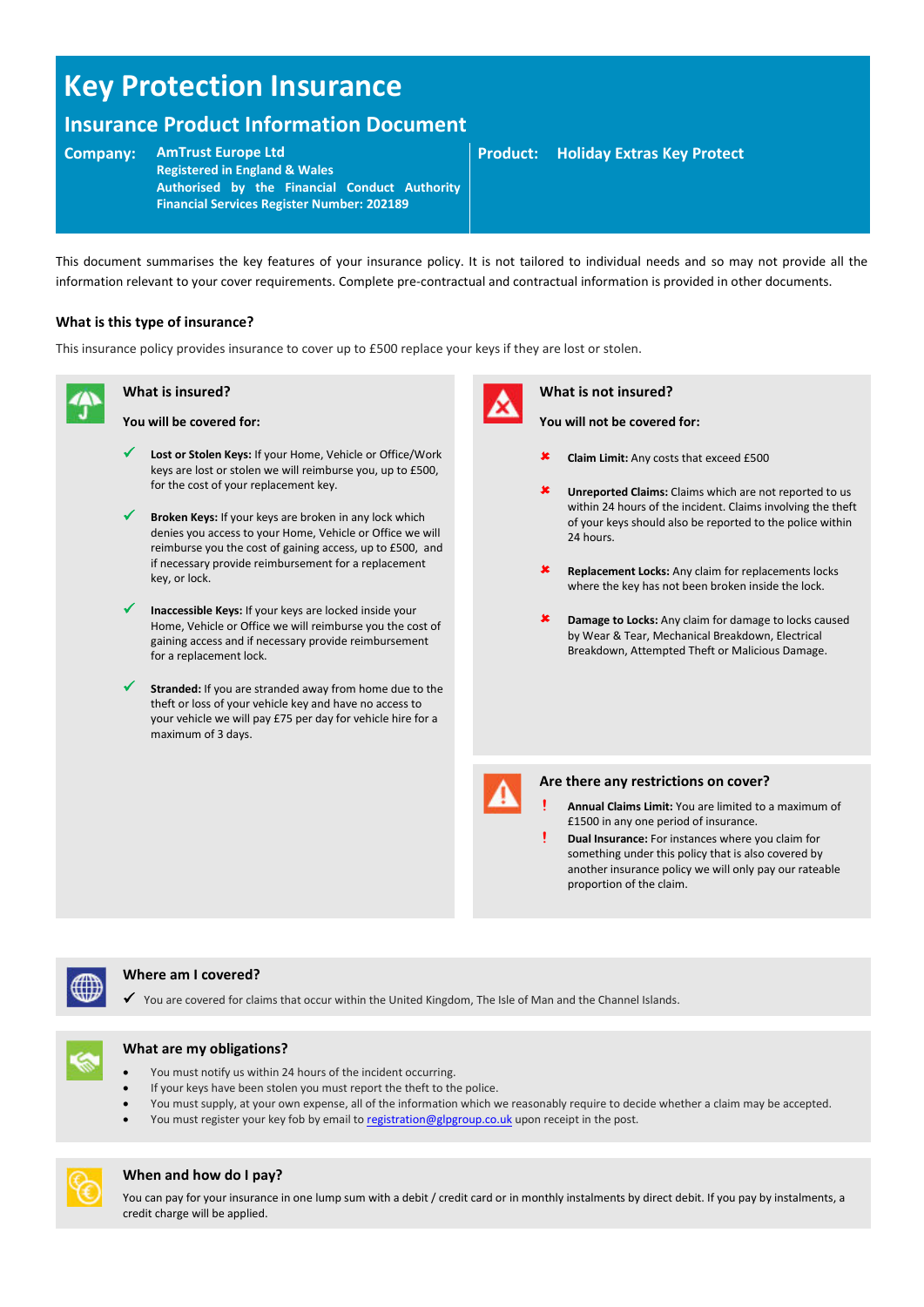# Key Protection Insurance

## Insurance Product Information Document

**Company:** **AmTrust Europe Ltd**
**Registered in England & Wales**
**Authorised by the Financial Conduct Authority**
**Financial Services Register Number: 202189**

**Product:** **Holiday Extras Key Protect**

This document summarises the key features of your insurance policy. It is not tailored to individual needs and so may not provide all the information relevant to your cover requirements. Complete pre-contractual and contractual information is provided in other documents.

### What is this type of insurance?

This insurance policy provides insurance to cover up to £500 replace your keys if they are lost or stolen.

### What is insured?

**You will be covered for:**

- ✓ **Lost or Stolen Keys:** If your Home, Vehicle or Office/Work keys are lost or stolen we will reimburse you, up to £500, for the cost of your replacement key.
- ✓ **Broken Keys:** If your keys are broken in any lock which denies you access to your Home, Vehicle or Office we will reimburse you the cost of gaining access, up to £500, and if necessary provide reimbursement for a replacement key, or lock.
- ✓ **Inaccessible Keys:** If your keys are locked inside your Home, Vehicle or Office we will reimburse you the cost of gaining access and if necessary provide reimbursement for a replacement lock.
- ✓ **Stranded:** If you are stranded away from home due to the theft or loss of your vehicle key and have no access to your vehicle we will pay £75 per day for vehicle hire for a maximum of 3 days.

### What is not insured?

**You will not be covered for:**

- ✘ **Claim Limit:** Any costs that exceed £500
- ✘ **Unreported Claims:** Claims which are not reported to us within 24 hours of the incident. Claims involving the theft of your keys should also be reported to the police within 24 hours.
- ✘ **Replacement Locks:** Any claim for replacements locks where the key has not been broken inside the lock.
- ✘ **Damage to Locks:** Any claim for damage to locks caused by Wear & Tear, Mechanical Breakdown, Electrical Breakdown, Attempted Theft or Malicious Damage.

### Are there any restrictions on cover?

- ! **Annual Claims Limit:** You are limited to a maximum of £1500 in any one period of insurance.
- ! **Dual Insurance:** For instances where you claim for something under this policy that is also covered by another insurance policy we will only pay our rateable proportion of the claim.

### Where am I covered?

✓ You are covered for claims that occur within the United Kingdom, The Isle of Man and the Channel Islands.

### What are my obligations?

- You must notify us within 24 hours of the incident occurring.
- If your keys have been stolen you must report the theft to the police.
- You must supply, at your own expense, all of the information which we reasonably require to decide whether a claim may be accepted.
- You must register your key fob by email to registration@glpgroup.co.uk upon receipt in the post.

### When and how do I pay?

You can pay for your insurance in one lump sum with a debit / credit card or in monthly instalments by direct debit. If you pay by instalments, a credit charge will be applied.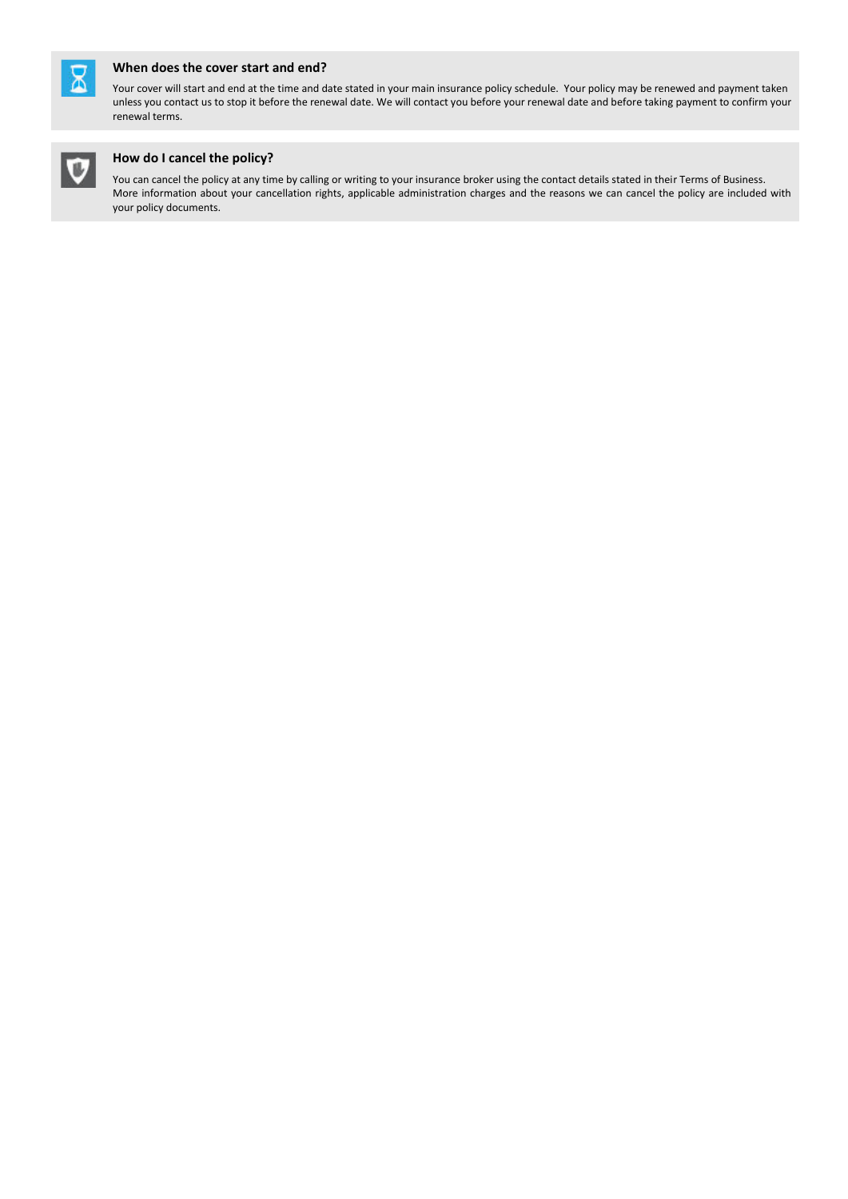### When does the cover start and end?

Your cover will start and end at the time and date stated in your main insurance policy schedule. Your policy may be renewed and payment taken unless you contact us to stop it before the renewal date. We will contact you before your renewal date and before taking payment to confirm your renewal terms.

### How do I cancel the policy?

You can cancel the policy at any time by calling or writing to your insurance broker using the contact details stated in their Terms of Business. More information about your cancellation rights, applicable administration charges and the reasons we can cancel the policy are included with your policy documents.